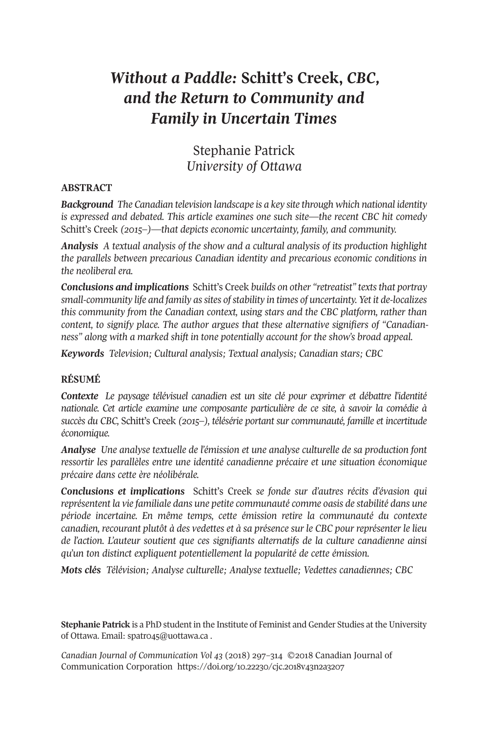# *Without a Paddle:* Schitt's Creek, *CBC, and the Return to Community and Family in Uncertain Times*

Stephanie Patrick
*University of Ottawa*

## ABSTRACT

***Background*** *The Canadian television landscape is a key site through which national identity is expressed and debated. This article examines one such site—the recent CBC hit comedy* Schitt's Creek *(2015–)—that depicts economic uncertainty, family, and community.*

***Analysis*** *A textual analysis of the show and a cultural analysis of its production highlight the parallels between precarious Canadian identity and precarious economic conditions in the neoliberal era.*

***Conclusions and implications*** Schitt's Creek *builds on other "retreatist" texts that portray small-community life and family as sites of stability in times of uncertainty. Yet it de-localizes this community from the Canadian context, using stars and the CBC platform, rather than content, to signify place. The author argues that these alternative signifiers of "Canadianness" along with a marked shift in tone potentially account for the show's broad appeal.*

***Keywords*** *Television; Cultural analysis; Textual analysis; Canadian stars; CBC*

## RÉSUMÉ

***Contexte*** *Le paysage télévisuel canadien est un site clé pour exprimer et débattre l'identité nationale. Cet article examine une composante particulière de ce site, à savoir la comédie à succès du CBC,* Schitt's Creek *(2015–), télésérie portant sur communauté, famille et incertitude économique.*

***Analyse*** *Une analyse textuelle de l'émission et une analyse culturelle de sa production font ressortir les parallèles entre une identité canadienne précaire et une situation économique précaire dans cette ère néolibérale.*

***Conclusions et implications*** Schitt's Creek *se fonde sur d'autres récits d'évasion qui représentent la vie familiale dans une petite communauté comme oasis de stabilité dans une période incertaine. En même temps, cette émission retire la communauté du contexte canadien, recourant plutôt à des vedettes et à sa présence sur le CBC pour représenter le lieu de l'action. L'auteur soutient que ces signifiants alternatifs de la culture canadienne ainsi qu'un ton distinct expliquent potentiellement la popularité de cette émission.*

***Mots clés*** *Télévision; Analyse culturelle; Analyse textuelle; Vedettes canadiennes; CBC*

**Stephanie Patrick** is a PhD student in the Institute of Feminist and Gender Studies at the University of Ottawa. Email: spatro45@uottawa.ca .

*Canadian Journal of Communication Vol 43* (2018) 297–314 ©2018 Canadian Journal of Communication Corporation https://doi.org/10.22230/cjc.2018v43n2a3207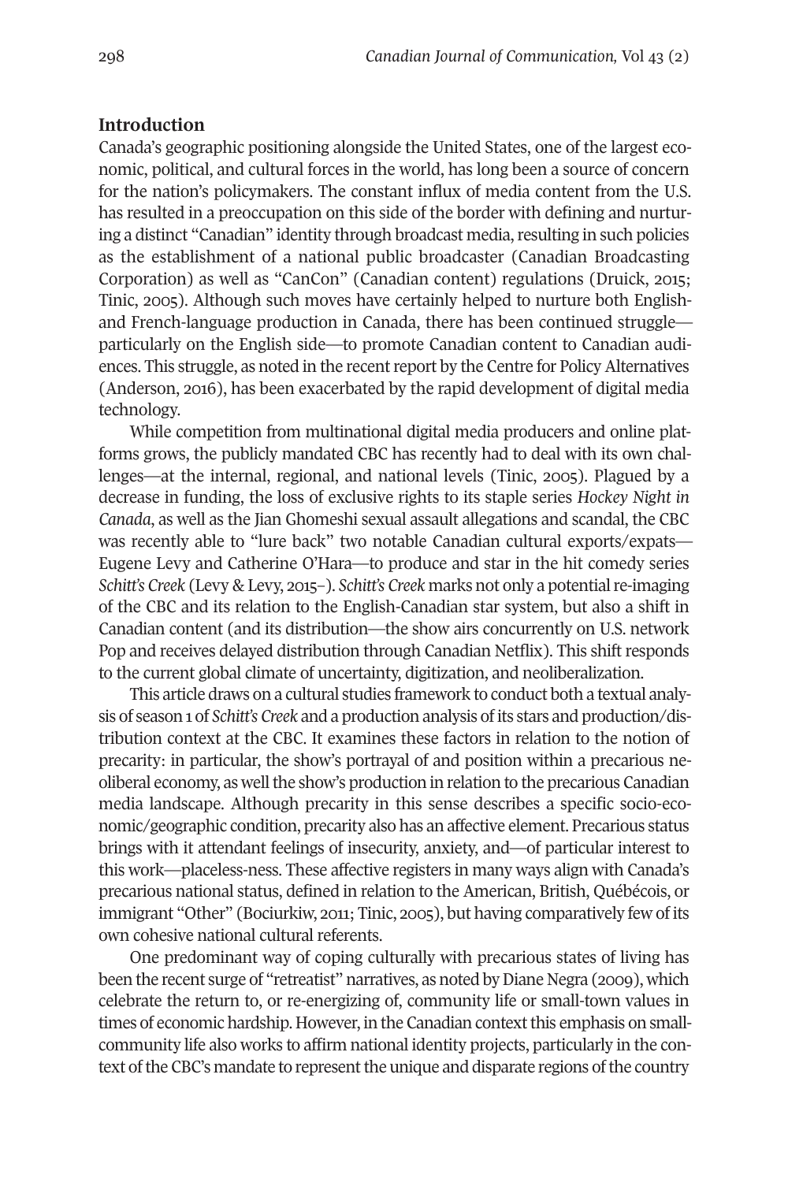## Introduction

Canada's geographic positioning alongside the United States, one of the largest economic, political, and cultural forces in the world, has long been a source of concern for the nation's policymakers. The constant influx of media content from the U.S. has resulted in a preoccupation on this side of the border with defining and nurturing a distinct "Canadian" identity through broadcast media, resulting in such policies as the establishment of a national public broadcaster (Canadian Broadcasting Corporation) as well as "CanCon" (Canadian content) regulations (Druick, 2015; Tinic, 2005). Although such moves have certainly helped to nurture both English- and French-language production in Canada, there has been continued struggle—particularly on the English side—to promote Canadian content to Canadian audiences. This struggle, as noted in the recent report by the Centre for Policy Alternatives (Anderson, 2016), has been exacerbated by the rapid development of digital media technology.

While competition from multinational digital media producers and online platforms grows, the publicly mandated CBC has recently had to deal with its own challenges—at the internal, regional, and national levels (Tinic, 2005). Plagued by a decrease in funding, the loss of exclusive rights to its staple series *Hockey Night in Canada*, as well as the Jian Ghomeshi sexual assault allegations and scandal, the CBC was recently able to "lure back" two notable Canadian cultural exports/expats—Eugene Levy and Catherine O'Hara—to produce and star in the hit comedy series *Schitt's Creek* (Levy & Levy, 2015–). *Schitt's Creek* marks not only a potential re-imaging of the CBC and its relation to the English-Canadian star system, but also a shift in Canadian content (and its distribution—the show airs concurrently on U.S. network Pop and receives delayed distribution through Canadian Netflix). This shift responds to the current global climate of uncertainty, digitization, and neoliberalization.

This article draws on a cultural studies framework to conduct both a textual analysis of season 1 of *Schitt's Creek* and a production analysis of its stars and production/distribution context at the CBC. It examines these factors in relation to the notion of precarity: in particular, the show's portrayal of and position within a precarious neoliberal economy, as well the show's production in relation to the precarious Canadian media landscape. Although precarity in this sense describes a specific socio-economic/geographic condition, precarity also has an affective element. Precarious status brings with it attendant feelings of insecurity, anxiety, and—of particular interest to this work—placeless-ness. These affective registers in many ways align with Canada's precarious national status, defined in relation to the American, British, Québécois, or immigrant "Other" (Bociurkiw, 2011; Tinic, 2005), but having comparatively few of its own cohesive national cultural referents.

One predominant way of coping culturally with precarious states of living has been the recent surge of "retreatist" narratives, as noted by Diane Negra (2009), which celebrate the return to, or re-energizing of, community life or small-town values in times of economic hardship. However, in the Canadian context this emphasis on small-community life also works to affirm national identity projects, particularly in the context of the CBC's mandate to represent the unique and disparate regions of the country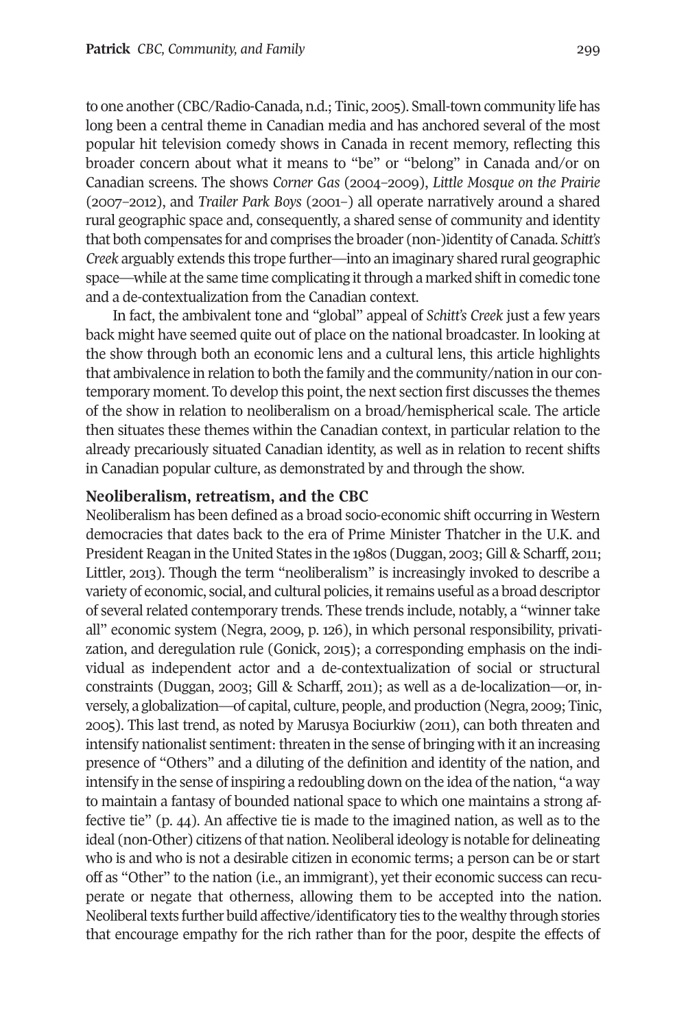to one another (CBC/Radio-Canada, n.d.; Tinic, 2005). Small-town community life has long been a central theme in Canadian media and has anchored several of the most popular hit television comedy shows in Canada in recent memory, reflecting this broader concern about what it means to "be" or "belong" in Canada and/or on Canadian screens. The shows *Corner Gas* (2004–2009), *Little Mosque on the Prairie* (2007–2012), and *Trailer Park Boys* (2001–) all operate narratively around a shared rural geographic space and, consequently, a shared sense of community and identity that both compensates for and comprises the broader (non-)identity of Canada. *Schitt's Creek* arguably extends this trope further—into an imaginary shared rural geographic space—while at the same time complicating it through a marked shift in comedic tone and a de-contextualization from the Canadian context.

In fact, the ambivalent tone and "global" appeal of *Schitt's Creek* just a few years back might have seemed quite out of place on the national broadcaster. In looking at the show through both an economic lens and a cultural lens, this article highlights that ambivalence in relation to both the family and the community/nation in our contemporary moment. To develop this point, the next section first discusses the themes of the show in relation to neoliberalism on a broad/hemispherical scale. The article then situates these themes within the Canadian context, in particular relation to the already precariously situated Canadian identity, as well as in relation to recent shifts in Canadian popular culture, as demonstrated by and through the show.

## Neoliberalism, retreatism, and the CBC

Neoliberalism has been defined as a broad socio-economic shift occurring in Western democracies that dates back to the era of Prime Minister Thatcher in the U.K. and President Reagan in the United States in the 1980s (Duggan, 2003; Gill & Scharff, 2011; Littler, 2013). Though the term "neoliberalism" is increasingly invoked to describe a variety of economic, social, and cultural policies, it remains useful as a broad descriptor of several related contemporary trends. These trends include, notably, a "winner take all" economic system (Negra, 2009, p. 126), in which personal responsibility, privatization, and deregulation rule (Gonick, 2015); a corresponding emphasis on the individual as independent actor and a de-contextualization of social or structural constraints (Duggan, 2003; Gill & Scharff, 2011); as well as a de-localization—or, inversely, a globalization—of capital, culture, people, and production (Negra, 2009; Tinic, 2005). This last trend, as noted by Marusya Bociurkiw (2011), can both threaten and intensify nationalist sentiment: threaten in the sense of bringing with it an increasing presence of "Others" and a diluting of the definition and identity of the nation, and intensify in the sense of inspiring a redoubling down on the idea of the nation, "a way to maintain a fantasy of bounded national space to which one maintains a strong affective tie" (p. 44). An affective tie is made to the imagined nation, as well as to the ideal (non-Other) citizens of that nation. Neoliberal ideology is notable for delineating who is and who is not a desirable citizen in economic terms; a person can be or start off as "Other" to the nation (i.e., an immigrant), yet their economic success can recuperate or negate that otherness, allowing them to be accepted into the nation. Neoliberal texts further build affective/identificatory ties to the wealthy through stories that encourage empathy for the rich rather than for the poor, despite the effects of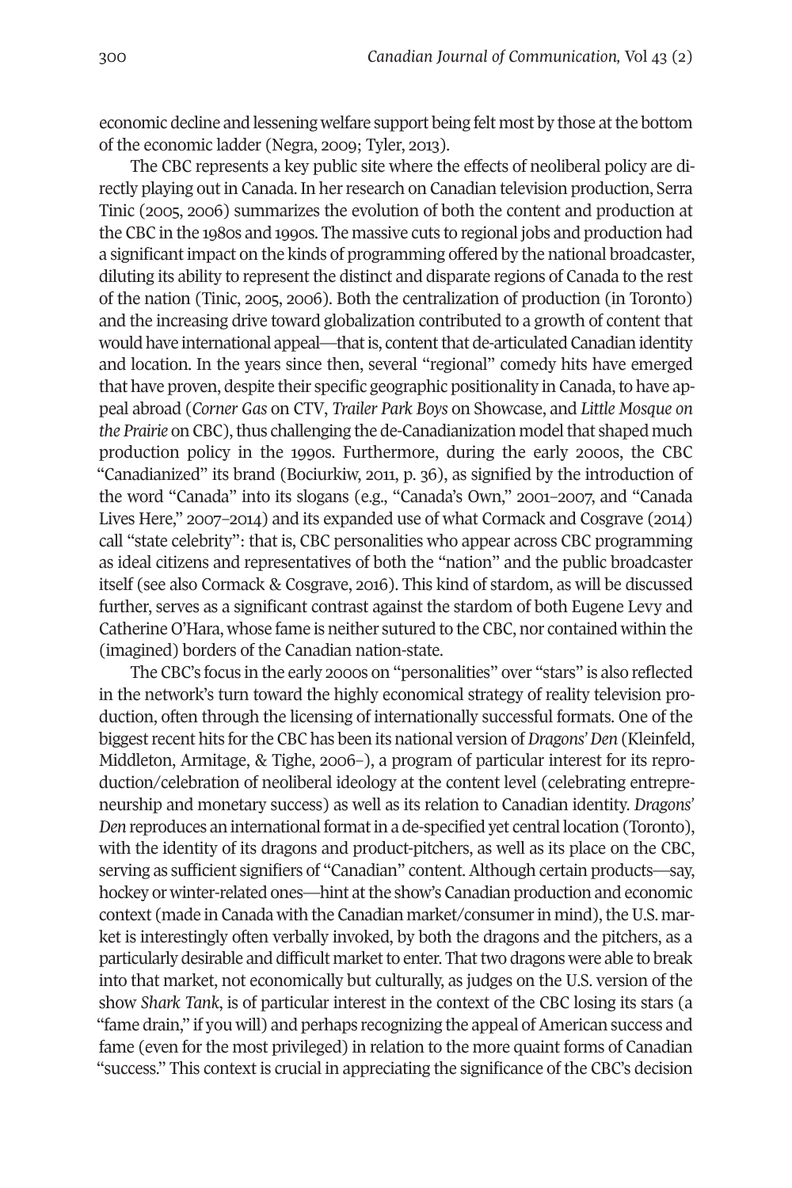economic decline and lessening welfare support being felt most by those at the bottom of the economic ladder (Negra, 2009; Tyler, 2013).

The CBC represents a key public site where the effects of neoliberal policy are directly playing out in Canada. In her research on Canadian television production, Serra Tinic (2005, 2006) summarizes the evolution of both the content and production at the CBC in the 1980s and 1990s. The massive cuts to regional jobs and production had a significant impact on the kinds of programming offered by the national broadcaster, diluting its ability to represent the distinct and disparate regions of Canada to the rest of the nation (Tinic, 2005, 2006). Both the centralization of production (in Toronto) and the increasing drive toward globalization contributed to a growth of content that would have international appeal—that is, content that de-articulated Canadian identity and location. In the years since then, several "regional" comedy hits have emerged that have proven, despite their specific geographic positionality in Canada, to have appeal abroad (*Corner Gas* on CTV, *Trailer Park Boys* on Showcase, and *Little Mosque on the Prairie* on CBC), thus challenging the de-Canadianization model that shaped much production policy in the 1990s. Furthermore, during the early 2000s, the CBC "Canadianized" its brand (Bociurkiw, 2011, p. 36), as signified by the introduction of the word "Canada" into its slogans (e.g., "Canada's Own," 2001–2007, and "Canada Lives Here," 2007–2014) and its expanded use of what Cormack and Cosgrave (2014) call "state celebrity": that is, CBC personalities who appear across CBC programming as ideal citizens and representatives of both the "nation" and the public broadcaster itself (see also Cormack & Cosgrave, 2016). This kind of stardom, as will be discussed further, serves as a significant contrast against the stardom of both Eugene Levy and Catherine O'Hara, whose fame is neither sutured to the CBC, nor contained within the (imagined) borders of the Canadian nation-state.

The CBC's focus in the early 2000s on "personalities" over "stars" is also reflected in the network's turn toward the highly economical strategy of reality television production, often through the licensing of internationally successful formats. One of the biggest recent hits for the CBC has been its national version of *Dragons' Den* (Kleinfeld, Middleton, Armitage, & Tighe, 2006–), a program of particular interest for its reproduction/celebration of neoliberal ideology at the content level (celebrating entrepreneurship and monetary success) as well as its relation to Canadian identity. *Dragons' Den* reproduces an international format in a de-specified yet central location (Toronto), with the identity of its dragons and product-pitchers, as well as its place on the CBC, serving as sufficient signifiers of "Canadian" content. Although certain products—say, hockey or winter-related ones—hint at the show's Canadian production and economic context (made in Canada with the Canadian market/consumer in mind), the U.S. market is interestingly often verbally invoked, by both the dragons and the pitchers, as a particularly desirable and difficult market to enter. That two dragons were able to break into that market, not economically but culturally, as judges on the U.S. version of the show *Shark Tank*, is of particular interest in the context of the CBC losing its stars (a "fame drain," if you will) and perhaps recognizing the appeal of American success and fame (even for the most privileged) in relation to the more quaint forms of Canadian "success." This context is crucial in appreciating the significance of the CBC's decision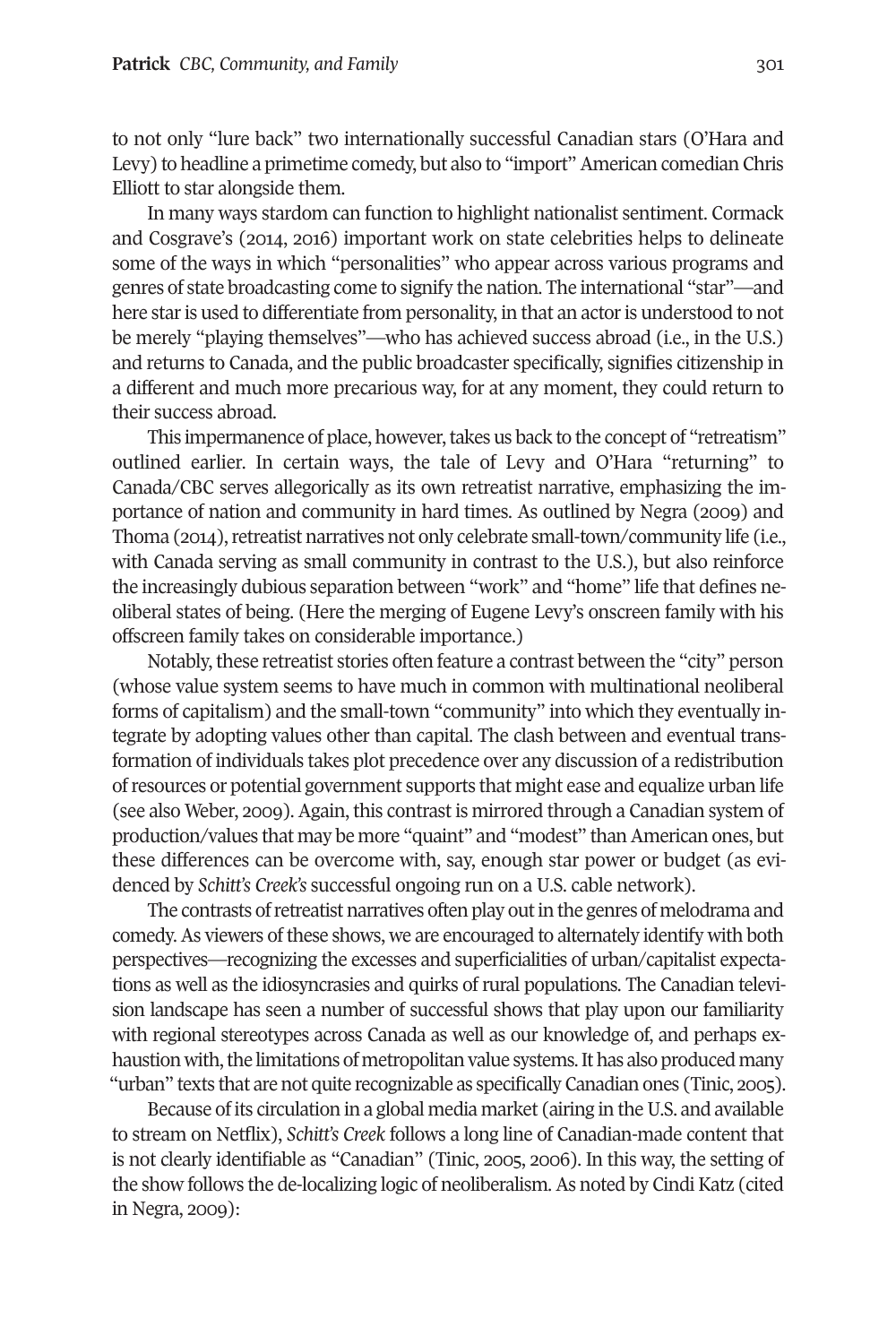to not only "lure back" two internationally successful Canadian stars (O'Hara and Levy) to headline a primetime comedy, but also to "import" American comedian Chris Elliott to star alongside them.

In many ways stardom can function to highlight nationalist sentiment. Cormack and Cosgrave's (2014, 2016) important work on state celebrities helps to delineate some of the ways in which "personalities" who appear across various programs and genres of state broadcasting come to signify the nation. The international "star"—and here star is used to differentiate from personality, in that an actor is understood to not be merely "playing themselves"—who has achieved success abroad (i.e., in the U.S.) and returns to Canada, and the public broadcaster specifically, signifies citizenship in a different and much more precarious way, for at any moment, they could return to their success abroad.

This impermanence of place, however, takes us back to the concept of "retreatism" outlined earlier. In certain ways, the tale of Levy and O'Hara "returning" to Canada/CBC serves allegorically as its own retreatist narrative, emphasizing the importance of nation and community in hard times. As outlined by Negra (2009) and Thoma (2014), retreatist narratives not only celebrate small-town/community life (i.e., with Canada serving as small community in contrast to the U.S.), but also reinforce the increasingly dubious separation between "work" and "home" life that defines neoliberal states of being. (Here the merging of Eugene Levy's onscreen family with his offscreen family takes on considerable importance.)

Notably, these retreatist stories often feature a contrast between the "city" person (whose value system seems to have much in common with multinational neoliberal forms of capitalism) and the small-town "community" into which they eventually integrate by adopting values other than capital. The clash between and eventual transformation of individuals takes plot precedence over any discussion of a redistribution of resources or potential government supports that might ease and equalize urban life (see also Weber, 2009). Again, this contrast is mirrored through a Canadian system of production/values that may be more "quaint" and "modest" than American ones, but these differences can be overcome with, say, enough star power or budget (as evidenced by *Schitt's Creek's* successful ongoing run on a U.S. cable network).

The contrasts of retreatist narratives often play out in the genres of melodrama and comedy. As viewers of these shows, we are encouraged to alternately identify with both perspectives—recognizing the excesses and superficialities of urban/capitalist expectations as well as the idiosyncrasies and quirks of rural populations. The Canadian television landscape has seen a number of successful shows that play upon our familiarity with regional stereotypes across Canada as well as our knowledge of, and perhaps exhaustion with, the limitations of metropolitan value systems. It has also produced many "urban" texts that are not quite recognizable as specifically Canadian ones (Tinic, 2005).

Because of its circulation in a global media market (airing in the U.S. and available to stream on Netflix), *Schitt's Creek* follows a long line of Canadian-made content that is not clearly identifiable as "Canadian" (Tinic, 2005, 2006). In this way, the setting of the show follows the de-localizing logic of neoliberalism. As noted by Cindi Katz (cited in Negra, 2009):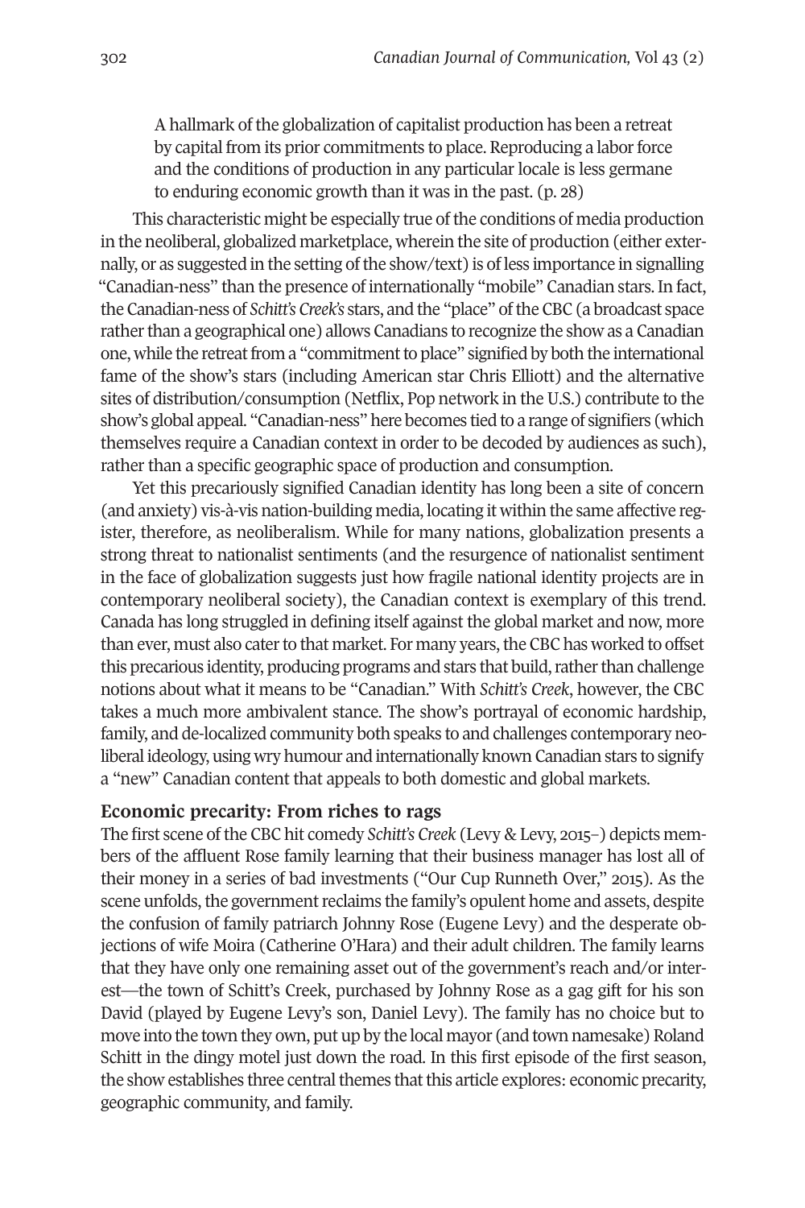> A hallmark of the globalization of capitalist production has been a retreat by capital from its prior commitments to place. Reproducing a labor force and the conditions of production in any particular locale is less germane to enduring economic growth than it was in the past. (p. 28)

This characteristic might be especially true of the conditions of media production in the neoliberal, globalized marketplace, wherein the site of production (either externally, or as suggested in the setting of the show/text) is of less importance in signalling "Canadian-ness" than the presence of internationally "mobile" Canadian stars. In fact, the Canadian-ness of *Schitt's Creek's* stars, and the "place" of the CBC (a broadcast space rather than a geographical one) allows Canadians to recognize the show as a Canadian one, while the retreat from a "commitment to place" signified by both the international fame of the show's stars (including American star Chris Elliott) and the alternative sites of distribution/consumption (Netflix, Pop network in the U.S.) contribute to the show's global appeal. "Canadian-ness" here becomes tied to a range of signifiers (which themselves require a Canadian context in order to be decoded by audiences as such), rather than a specific geographic space of production and consumption.

Yet this precariously signified Canadian identity has long been a site of concern (and anxiety) vis-à-vis nation-building media, locating it within the same affective register, therefore, as neoliberalism. While for many nations, globalization presents a strong threat to nationalist sentiments (and the resurgence of nationalist sentiment in the face of globalization suggests just how fragile national identity projects are in contemporary neoliberal society), the Canadian context is exemplary of this trend. Canada has long struggled in defining itself against the global market and now, more than ever, must also cater to that market. For many years, the CBC has worked to offset this precarious identity, producing programs and stars that build, rather than challenge notions about what it means to be "Canadian." With *Schitt's Creek*, however, the CBC takes a much more ambivalent stance. The show's portrayal of economic hardship, family, and de-localized community both speaks to and challenges contemporary neoliberal ideology, using wry humour and internationally known Canadian stars to signify a "new" Canadian content that appeals to both domestic and global markets.

## Economic precarity: From riches to rags

The first scene of the CBC hit comedy *Schitt's Creek* (Levy & Levy, 2015–) depicts members of the affluent Rose family learning that their business manager has lost all of their money in a series of bad investments ("Our Cup Runneth Over," 2015). As the scene unfolds, the government reclaims the family's opulent home and assets, despite the confusion of family patriarch Johnny Rose (Eugene Levy) and the desperate objections of wife Moira (Catherine O'Hara) and their adult children. The family learns that they have only one remaining asset out of the government's reach and/or interest—the town of Schitt's Creek, purchased by Johnny Rose as a gag gift for his son David (played by Eugene Levy's son, Daniel Levy). The family has no choice but to move into the town they own, put up by the local mayor (and town namesake) Roland Schitt in the dingy motel just down the road. In this first episode of the first season, the show establishes three central themes that this article explores: economic precarity, geographic community, and family.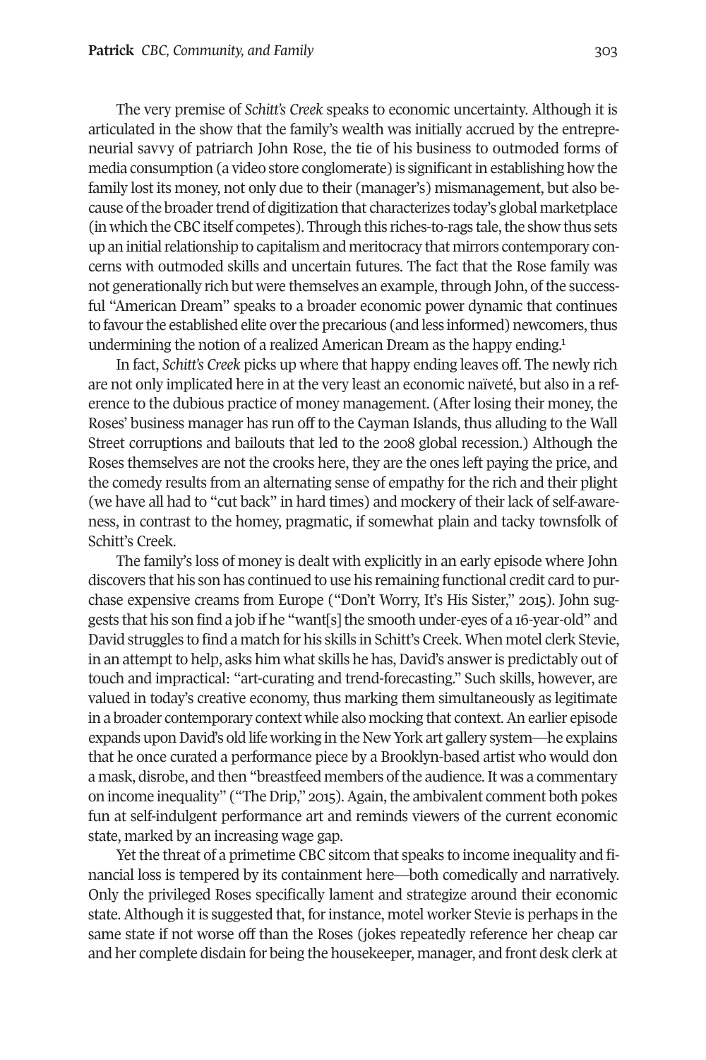The very premise of *Schitt's Creek* speaks to economic uncertainty. Although it is articulated in the show that the family's wealth was initially accrued by the entrepreneurial savvy of patriarch John Rose, the tie of his business to outmoded forms of media consumption (a video store conglomerate) is significant in establishing how the family lost its money, not only due to their (manager's) mismanagement, but also because of the broader trend of digitization that characterizes today's global marketplace (in which the CBC itself competes). Through this riches-to-rags tale, the show thus sets up an initial relationship to capitalism and meritocracy that mirrors contemporary concerns with outmoded skills and uncertain futures. The fact that the Rose family was not generationally rich but were themselves an example, through John, of the successful "American Dream" speaks to a broader economic power dynamic that continues to favour the established elite over the precarious (and less informed) newcomers, thus undermining the notion of a realized American Dream as the happy ending.[1]

In fact, *Schitt's Creek* picks up where that happy ending leaves off. The newly rich are not only implicated here in at the very least an economic naïveté, but also in a reference to the dubious practice of money management. (After losing their money, the Roses' business manager has run off to the Cayman Islands, thus alluding to the Wall Street corruptions and bailouts that led to the 2008 global recession.) Although the Roses themselves are not the crooks here, they are the ones left paying the price, and the comedy results from an alternating sense of empathy for the rich and their plight (we have all had to "cut back" in hard times) and mockery of their lack of self-awareness, in contrast to the homey, pragmatic, if somewhat plain and tacky townsfolk of Schitt's Creek.

The family's loss of money is dealt with explicitly in an early episode where John discovers that his son has continued to use his remaining functional credit card to purchase expensive creams from Europe ("Don't Worry, It's His Sister," 2015). John suggests that his son find a job if he "want[s] the smooth under-eyes of a 16-year-old" and David struggles to find a match for his skills in Schitt's Creek. When motel clerk Stevie, in an attempt to help, asks him what skills he has, David's answer is predictably out of touch and impractical: "art-curating and trend-forecasting." Such skills, however, are valued in today's creative economy, thus marking them simultaneously as legitimate in a broader contemporary context while also mocking that context. An earlier episode expands upon David's old life working in the New York art gallery system—he explains that he once curated a performance piece by a Brooklyn-based artist who would don a mask, disrobe, and then "breastfeed members of the audience. It was a commentary on income inequality" ("The Drip," 2015). Again, the ambivalent comment both pokes fun at self-indulgent performance art and reminds viewers of the current economic state, marked by an increasing wage gap.

Yet the threat of a primetime CBC sitcom that speaks to income inequality and financial loss is tempered by its containment here—both comedically and narratively. Only the privileged Roses specifically lament and strategize around their economic state. Although it is suggested that, for instance, motel worker Stevie is perhaps in the same state if not worse off than the Roses (jokes repeatedly reference her cheap car and her complete disdain for being the housekeeper, manager, and front desk clerk at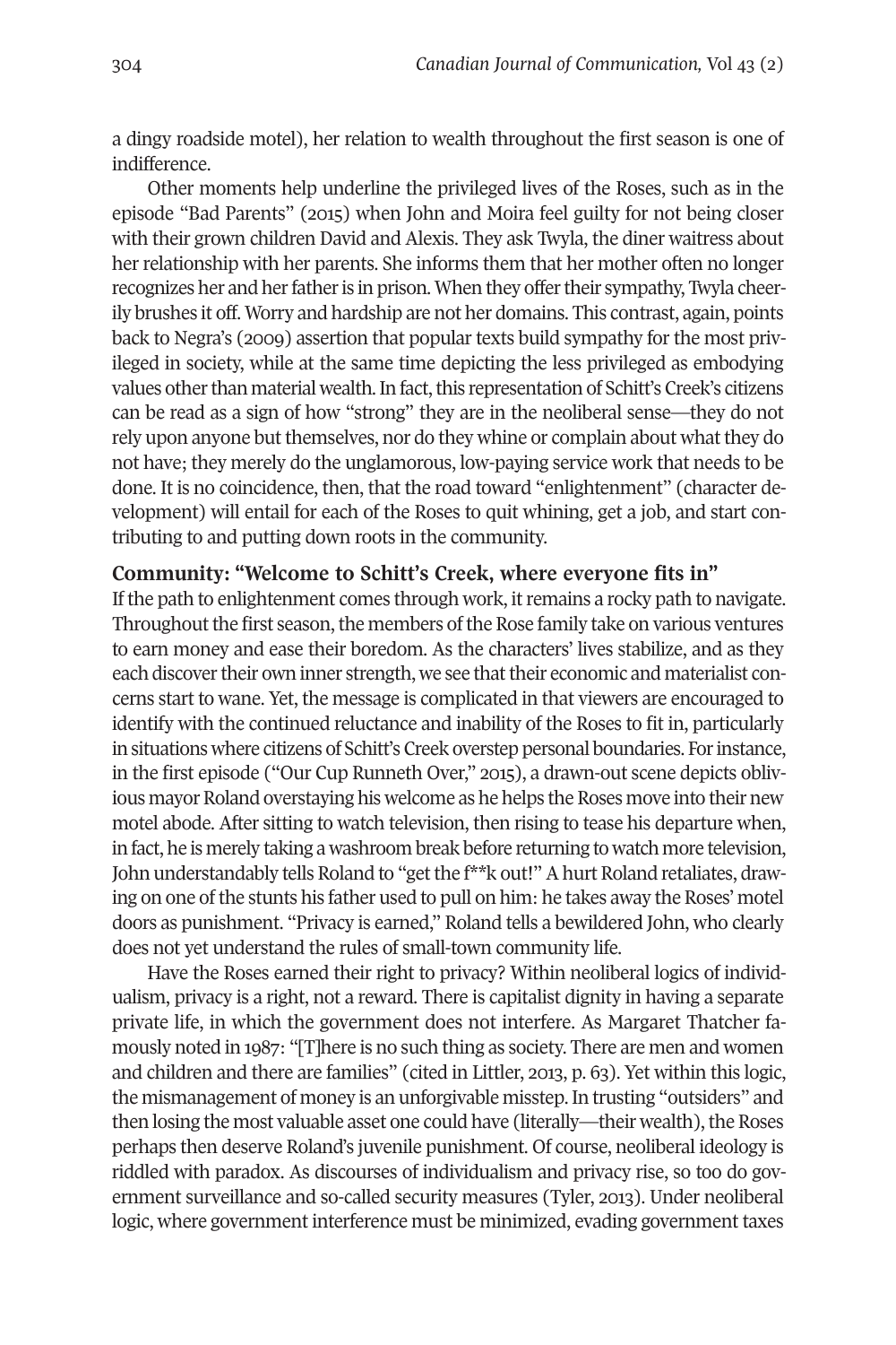a dingy roadside motel), her relation to wealth throughout the first season is one of indifference.

Other moments help underline the privileged lives of the Roses, such as in the episode "Bad Parents" (2015) when John and Moira feel guilty for not being closer with their grown children David and Alexis. They ask Twyla, the diner waitress about her relationship with her parents. She informs them that her mother often no longer recognizes her and her father is in prison. When they offer their sympathy, Twyla cheerily brushes it off. Worry and hardship are not her domains. This contrast, again, points back to Negra's (2009) assertion that popular texts build sympathy for the most privileged in society, while at the same time depicting the less privileged as embodying values other than material wealth. In fact, this representation of Schitt's Creek's citizens can be read as a sign of how "strong" they are in the neoliberal sense—they do not rely upon anyone but themselves, nor do they whine or complain about what they do not have; they merely do the unglamorous, low-paying service work that needs to be done. It is no coincidence, then, that the road toward "enlightenment" (character development) will entail for each of the Roses to quit whining, get a job, and start contributing to and putting down roots in the community.

## Community: "Welcome to Schitt's Creek, where everyone fits in"

If the path to enlightenment comes through work, it remains a rocky path to navigate. Throughout the first season, the members of the Rose family take on various ventures to earn money and ease their boredom. As the characters' lives stabilize, and as they each discover their own inner strength, we see that their economic and materialist concerns start to wane. Yet, the message is complicated in that viewers are encouraged to identify with the continued reluctance and inability of the Roses to fit in, particularly in situations where citizens of Schitt's Creek overstep personal boundaries. For instance, in the first episode ("Our Cup Runneth Over," 2015), a drawn-out scene depicts oblivious mayor Roland overstaying his welcome as he helps the Roses move into their new motel abode. After sitting to watch television, then rising to tease his departure when, in fact, he is merely taking a washroom break before returning to watch more television, John understandably tells Roland to "get the f**k out!" A hurt Roland retaliates, drawing on one of the stunts his father used to pull on him: he takes away the Roses' motel doors as punishment. "Privacy is earned," Roland tells a bewildered John, who clearly does not yet understand the rules of small-town community life.

Have the Roses earned their right to privacy? Within neoliberal logics of individualism, privacy is a right, not a reward. There is capitalist dignity in having a separate private life, in which the government does not interfere. As Margaret Thatcher famously noted in 1987: "[T]here is no such thing as society. There are men and women and children and there are families" (cited in Littler, 2013, p. 63). Yet within this logic, the mismanagement of money is an unforgivable misstep. In trusting "outsiders" and then losing the most valuable asset one could have (literally—their wealth), the Roses perhaps then deserve Roland's juvenile punishment. Of course, neoliberal ideology is riddled with paradox. As discourses of individualism and privacy rise, so too do government surveillance and so-called security measures (Tyler, 2013). Under neoliberal logic, where government interference must be minimized, evading government taxes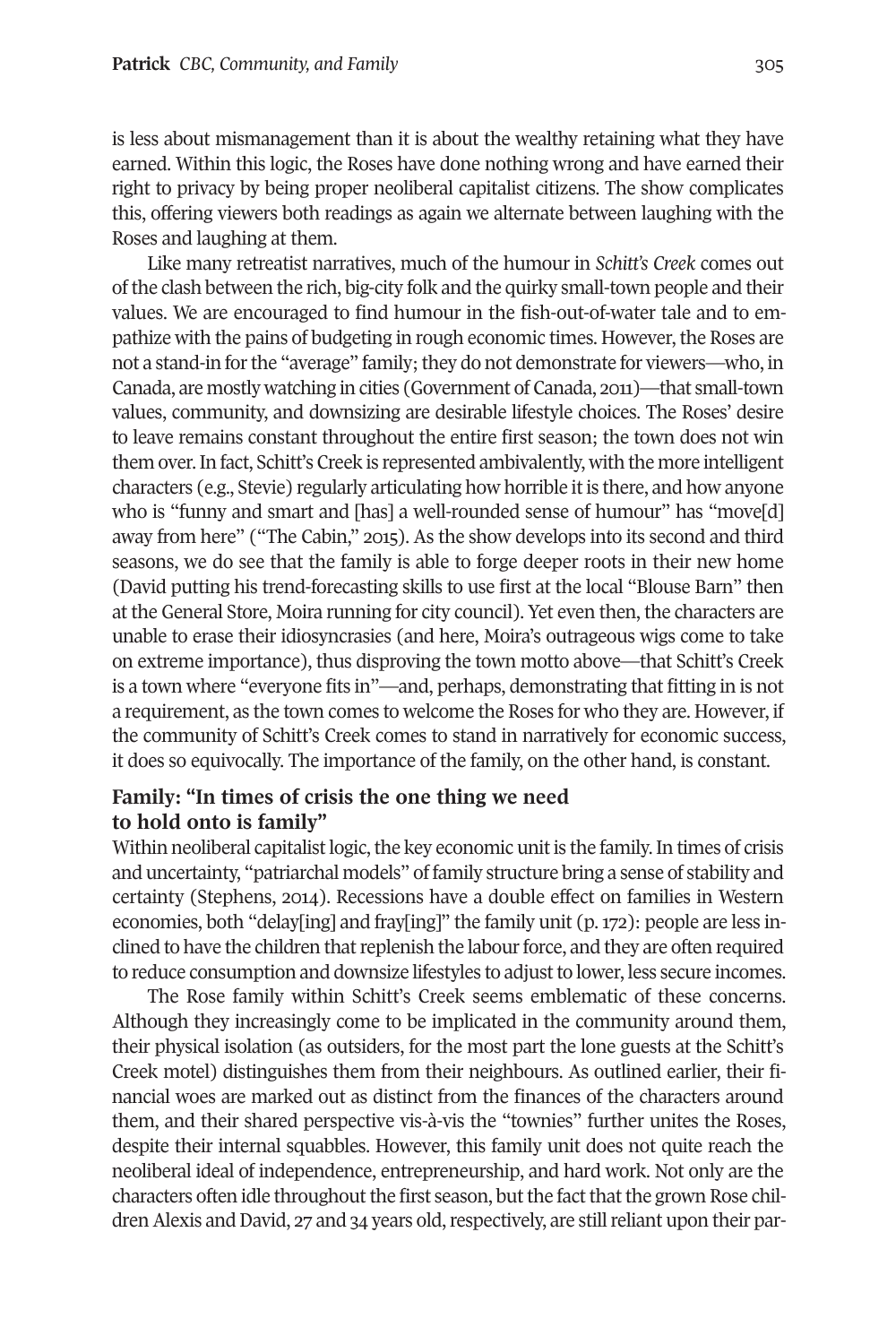is less about mismanagement than it is about the wealthy retaining what they have earned. Within this logic, the Roses have done nothing wrong and have earned their right to privacy by being proper neoliberal capitalist citizens. The show complicates this, offering viewers both readings as again we alternate between laughing with the Roses and laughing at them.

Like many retreatist narratives, much of the humour in *Schitt's Creek* comes out of the clash between the rich, big-city folk and the quirky small-town people and their values. We are encouraged to find humour in the fish-out-of-water tale and to empathize with the pains of budgeting in rough economic times. However, the Roses are not a stand-in for the "average" family; they do not demonstrate for viewers—who, in Canada, are mostly watching in cities (Government of Canada, 2011)—that small-town values, community, and downsizing are desirable lifestyle choices. The Roses' desire to leave remains constant throughout the entire first season; the town does not win them over. In fact, Schitt's Creek is represented ambivalently, with the more intelligent characters (e.g., Stevie) regularly articulating how horrible it is there, and how anyone who is "funny and smart and [has] a well-rounded sense of humour" has "move[d] away from here" ("The Cabin," 2015). As the show develops into its second and third seasons, we do see that the family is able to forge deeper roots in their new home (David putting his trend-forecasting skills to use first at the local "Blouse Barn" then at the General Store, Moira running for city council). Yet even then, the characters are unable to erase their idiosyncrasies (and here, Moira's outrageous wigs come to take on extreme importance), thus disproving the town motto above—that Schitt's Creek is a town where "everyone fits in"—and, perhaps, demonstrating that fitting in is not a requirement, as the town comes to welcome the Roses for who they are. However, if the community of Schitt's Creek comes to stand in narratively for economic success, it does so equivocally. The importance of the family, on the other hand, is constant.

## Family: "In times of crisis the one thing we need to hold onto is family"

Within neoliberal capitalist logic, the key economic unit is the family. In times of crisis and uncertainty, "patriarchal models" of family structure bring a sense of stability and certainty (Stephens, 2014). Recessions have a double effect on families in Western economies, both "delay[ing] and fray[ing]" the family unit (p. 172): people are less inclined to have the children that replenish the labour force, and they are often required to reduce consumption and downsize lifestyles to adjust to lower, less secure incomes.

The Rose family within Schitt's Creek seems emblematic of these concerns. Although they increasingly come to be implicated in the community around them, their physical isolation (as outsiders, for the most part the lone guests at the Schitt's Creek motel) distinguishes them from their neighbours. As outlined earlier, their financial woes are marked out as distinct from the finances of the characters around them, and their shared perspective vis-à-vis the "townies" further unites the Roses, despite their internal squabbles. However, this family unit does not quite reach the neoliberal ideal of independence, entrepreneurship, and hard work. Not only are the characters often idle throughout the first season, but the fact that the grown Rose children Alexis and David, 27 and 34 years old, respectively, are still reliant upon their par-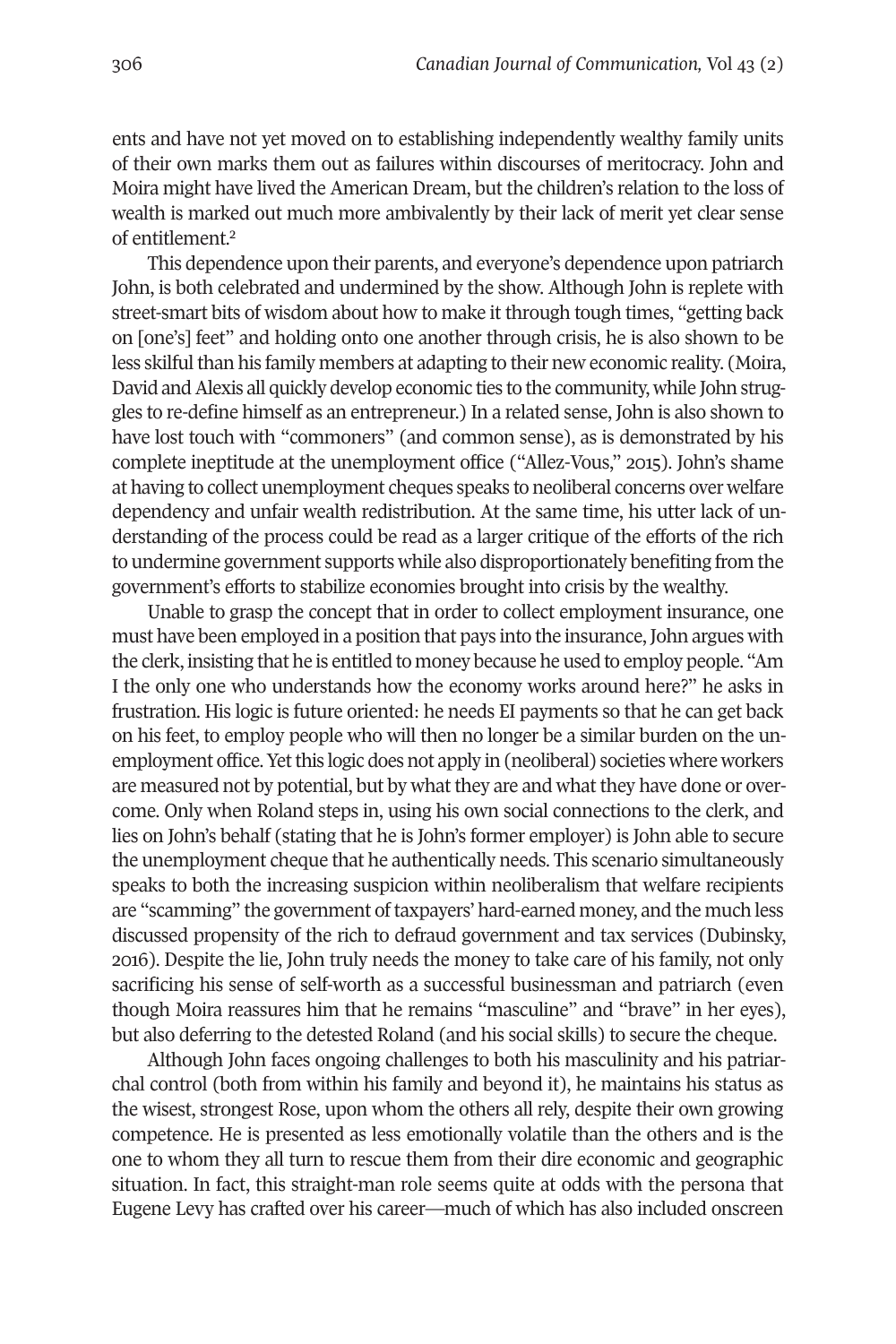ents and have not yet moved on to establishing independently wealthy family units of their own marks them out as failures within discourses of meritocracy. John and Moira might have lived the American Dream, but the children's relation to the loss of wealth is marked out much more ambivalently by their lack of merit yet clear sense of entitlement.[2]

This dependence upon their parents, and everyone's dependence upon patriarch John, is both celebrated and undermined by the show. Although John is replete with street-smart bits of wisdom about how to make it through tough times, "getting back on [one's] feet" and holding onto one another through crisis, he is also shown to be less skilful than his family members at adapting to their new economic reality. (Moira, David and Alexis all quickly develop economic ties to the community, while John struggles to re-define himself as an entrepreneur.) In a related sense, John is also shown to have lost touch with "commoners" (and common sense), as is demonstrated by his complete ineptitude at the unemployment office ("Allez-Vous," 2015). John's shame at having to collect unemployment cheques speaks to neoliberal concerns over welfare dependency and unfair wealth redistribution. At the same time, his utter lack of understanding of the process could be read as a larger critique of the efforts of the rich to undermine government supports while also disproportionately benefiting from the government's efforts to stabilize economies brought into crisis by the wealthy.

Unable to grasp the concept that in order to collect employment insurance, one must have been employed in a position that pays into the insurance, John argues with the clerk, insisting that he is entitled to money because he used to employ people. "Am I the only one who understands how the economy works around here?" he asks in frustration. His logic is future oriented: he needs EI payments so that he can get back on his feet, to employ people who will then no longer be a similar burden on the unemployment office. Yet this logic does not apply in (neoliberal) societies where workers are measured not by potential, but by what they are and what they have done or overcome. Only when Roland steps in, using his own social connections to the clerk, and lies on John's behalf (stating that he is John's former employer) is John able to secure the unemployment cheque that he authentically needs. This scenario simultaneously speaks to both the increasing suspicion within neoliberalism that welfare recipients are "scamming" the government of taxpayers' hard-earned money, and the much less discussed propensity of the rich to defraud government and tax services (Dubinsky, 2016). Despite the lie, John truly needs the money to take care of his family, not only sacrificing his sense of self-worth as a successful businessman and patriarch (even though Moira reassures him that he remains "masculine" and "brave" in her eyes), but also deferring to the detested Roland (and his social skills) to secure the cheque.

Although John faces ongoing challenges to both his masculinity and his patriarchal control (both from within his family and beyond it), he maintains his status as the wisest, strongest Rose, upon whom the others all rely, despite their own growing competence. He is presented as less emotionally volatile than the others and is the one to whom they all turn to rescue them from their dire economic and geographic situation. In fact, this straight-man role seems quite at odds with the persona that Eugene Levy has crafted over his career—much of which has also included onscreen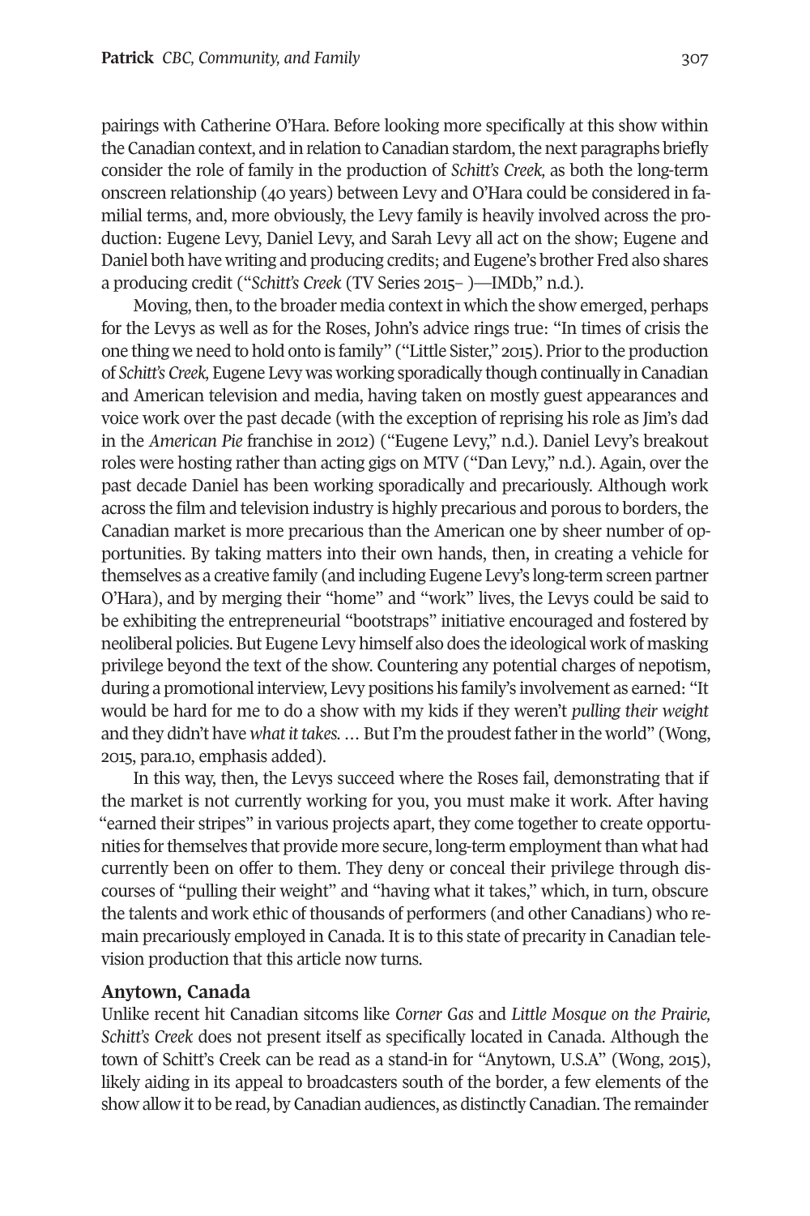pairings with Catherine O'Hara. Before looking more specifically at this show within the Canadian context, and in relation to Canadian stardom, the next paragraphs briefly consider the role of family in the production of *Schitt's Creek,* as both the long-term onscreen relationship (40 years) between Levy and O'Hara could be considered in familial terms, and, more obviously, the Levy family is heavily involved across the production: Eugene Levy, Daniel Levy, and Sarah Levy all act on the show; Eugene and Daniel both have writing and producing credits; and Eugene's brother Fred also shares a producing credit ("*Schitt's Creek* (TV Series 2015– )—IMDb," n.d.).

Moving, then, to the broader media context in which the show emerged, perhaps for the Levys as well as for the Roses, John's advice rings true: "In times of crisis the one thing we need to hold onto is family" ("Little Sister," 2015). Prior to the production of *Schitt's Creek,* Eugene Levy was working sporadically though continually in Canadian and American television and media, having taken on mostly guest appearances and voice work over the past decade (with the exception of reprising his role as Jim's dad in the *American Pie* franchise in 2012) ("Eugene Levy," n.d.). Daniel Levy's breakout roles were hosting rather than acting gigs on MTV ("Dan Levy," n.d.). Again, over the past decade Daniel has been working sporadically and precariously. Although work across the film and television industry is highly precarious and porous to borders, the Canadian market is more precarious than the American one by sheer number of opportunities. By taking matters into their own hands, then, in creating a vehicle for themselves as a creative family (and including Eugene Levy's long-term screen partner O'Hara), and by merging their "home" and "work" lives, the Levys could be said to be exhibiting the entrepreneurial "bootstraps" initiative encouraged and fostered by neoliberal policies. But Eugene Levy himself also does the ideological work of masking privilege beyond the text of the show. Countering any potential charges of nepotism, during a promotional interview, Levy positions his family's involvement as earned: "It would be hard for me to do a show with my kids if they weren't *pulling their weight* and they didn't have *what it takes.* … But I'm the proudest father in the world" (Wong, 2015, para.10, emphasis added).

In this way, then, the Levys succeed where the Roses fail, demonstrating that if the market is not currently working for you, you must make it work. After having "earned their stripes" in various projects apart, they come together to create opportunities for themselves that provide more secure, long-term employment than what had currently been on offer to them. They deny or conceal their privilege through discourses of "pulling their weight" and "having what it takes," which, in turn, obscure the talents and work ethic of thousands of performers (and other Canadians) who remain precariously employed in Canada. It is to this state of precarity in Canadian television production that this article now turns.

## Anytown, Canada

Unlike recent hit Canadian sitcoms like *Corner Gas* and *Little Mosque on the Prairie, Schitt's Creek* does not present itself as specifically located in Canada. Although the town of Schitt's Creek can be read as a stand-in for "Anytown, U.S.A" (Wong, 2015), likely aiding in its appeal to broadcasters south of the border, a few elements of the show allow it to be read, by Canadian audiences, as distinctly Canadian. The remainder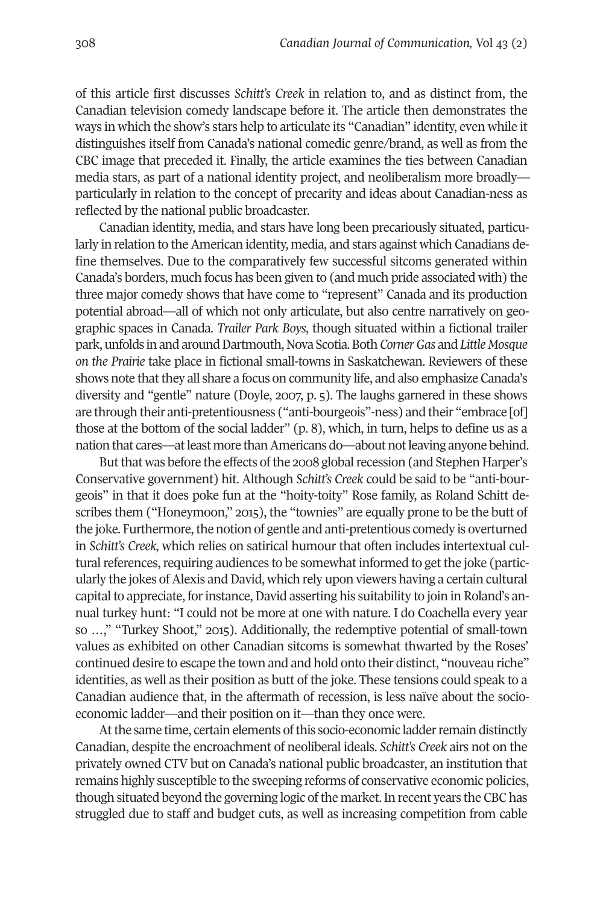of this article first discusses *Schitt's Creek* in relation to, and as distinct from, the Canadian television comedy landscape before it. The article then demonstrates the ways in which the show's stars help to articulate its "Canadian" identity, even while it distinguishes itself from Canada's national comedic genre/brand, as well as from the CBC image that preceded it. Finally, the article examines the ties between Canadian media stars, as part of a national identity project, and neoliberalism more broadly—particularly in relation to the concept of precarity and ideas about Canadian-ness as reflected by the national public broadcaster.

Canadian identity, media, and stars have long been precariously situated, particularly in relation to the American identity, media, and stars against which Canadians define themselves. Due to the comparatively few successful sitcoms generated within Canada's borders, much focus has been given to (and much pride associated with) the three major comedy shows that have come to "represent" Canada and its production potential abroad—all of which not only articulate, but also centre narratively on geographic spaces in Canada. *Trailer Park Boys*, though situated within a fictional trailer park, unfolds in and around Dartmouth, Nova Scotia. Both *Corner Gas* and *Little Mosque on the Prairie* take place in fictional small-towns in Saskatchewan. Reviewers of these shows note that they all share a focus on community life, and also emphasize Canada's diversity and "gentle" nature (Doyle, 2007, p. 5). The laughs garnered in these shows are through their anti-pretentiousness ("anti-bourgeois"-ness) and their "embrace [of] those at the bottom of the social ladder" (p. 8), which, in turn, helps to define us as a nation that cares—at least more than Americans do—about not leaving anyone behind.

But that was before the effects of the 2008 global recession (and Stephen Harper's Conservative government) hit. Although *Schitt's Creek* could be said to be "anti-bourgeois" in that it does poke fun at the "hoity-toity" Rose family, as Roland Schitt describes them ("Honeymoon," 2015), the "townies" are equally prone to be the butt of the joke. Furthermore, the notion of gentle and anti-pretentious comedy is overturned in *Schitt's Creek,* which relies on satirical humour that often includes intertextual cultural references, requiring audiences to be somewhat informed to get the joke (particularly the jokes of Alexis and David, which rely upon viewers having a certain cultural capital to appreciate, for instance, David asserting his suitability to join in Roland's annual turkey hunt: "I could not be more at one with nature. I do Coachella every year so …," "Turkey Shoot," 2015). Additionally, the redemptive potential of small-town values as exhibited on other Canadian sitcoms is somewhat thwarted by the Roses' continued desire to escape the town and and hold onto their distinct, "nouveau riche" identities, as well as their position as butt of the joke. These tensions could speak to a Canadian audience that, in the aftermath of recession, is less naïve about the socio-economic ladder—and their position on it—than they once were.

At the same time, certain elements of this socio-economic ladder remain distinctly Canadian, despite the encroachment of neoliberal ideals. *Schitt's Creek* airs not on the privately owned CTV but on Canada's national public broadcaster, an institution that remains highly susceptible to the sweeping reforms of conservative economic policies, though situated beyond the governing logic of the market. In recent years the CBC has struggled due to staff and budget cuts, as well as increasing competition from cable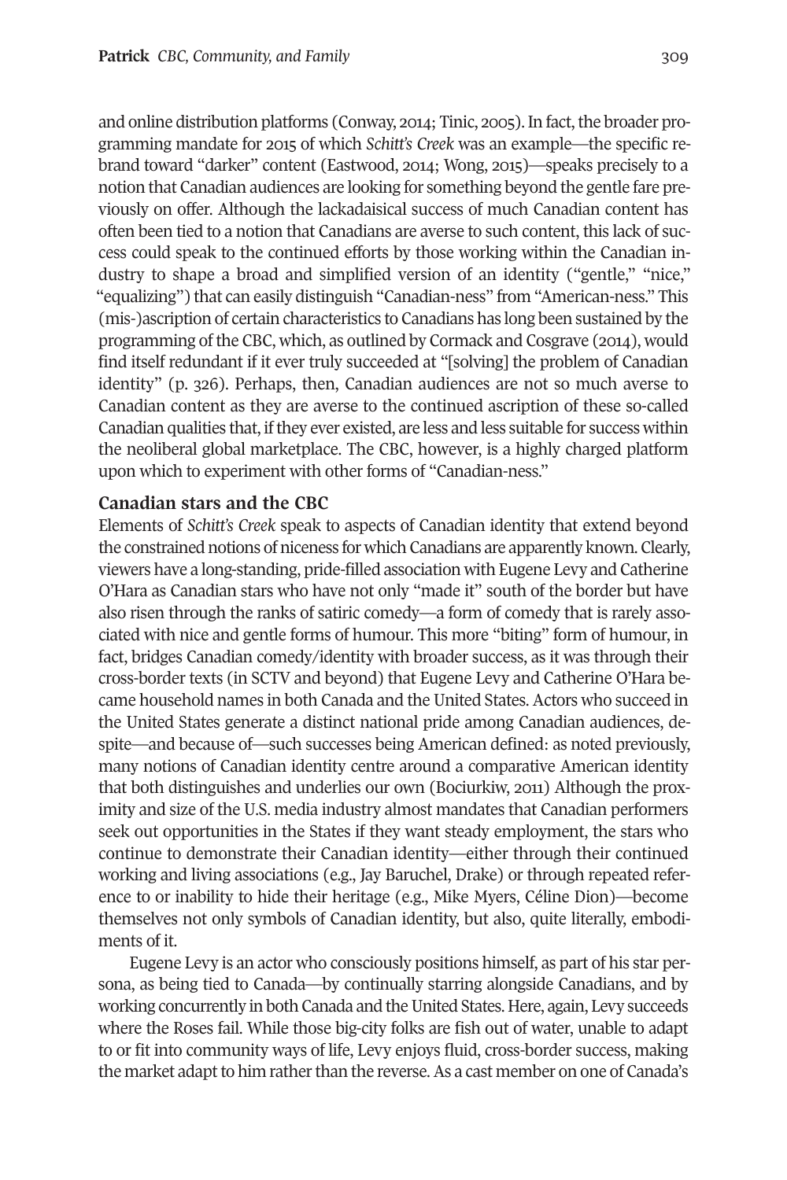and online distribution platforms (Conway, 2014; Tinic, 2005). In fact, the broader programming mandate for 2015 of which *Schitt's Creek* was an example—the specific rebrand toward "darker" content (Eastwood, 2014; Wong, 2015)—speaks precisely to a notion that Canadian audiences are looking for something beyond the gentle fare previously on offer. Although the lackadaisical success of much Canadian content has often been tied to a notion that Canadians are averse to such content, this lack of success could speak to the continued efforts by those working within the Canadian industry to shape a broad and simplified version of an identity ("gentle," "nice," "equalizing") that can easily distinguish "Canadian-ness" from "American-ness." This (mis-)ascription of certain characteristics to Canadians has long been sustained by the programming of the CBC, which, as outlined by Cormack and Cosgrave (2014), would find itself redundant if it ever truly succeeded at "[solving] the problem of Canadian identity" (p. 326). Perhaps, then, Canadian audiences are not so much averse to Canadian content as they are averse to the continued ascription of these so-called Canadian qualities that, if they ever existed, are less and less suitable for success within the neoliberal global marketplace. The CBC, however, is a highly charged platform upon which to experiment with other forms of "Canadian-ness."

## Canadian stars and the CBC

Elements of *Schitt's Creek* speak to aspects of Canadian identity that extend beyond the constrained notions of niceness for which Canadians are apparently known. Clearly, viewers have a long-standing, pride-filled association with Eugene Levy and Catherine O'Hara as Canadian stars who have not only "made it" south of the border but have also risen through the ranks of satiric comedy—a form of comedy that is rarely associated with nice and gentle forms of humour. This more "biting" form of humour, in fact, bridges Canadian comedy/identity with broader success, as it was through their cross-border texts (in SCTV and beyond) that Eugene Levy and Catherine O'Hara became household names in both Canada and the United States. Actors who succeed in the United States generate a distinct national pride among Canadian audiences, despite—and because of—such successes being American defined: as noted previously, many notions of Canadian identity centre around a comparative American identity that both distinguishes and underlies our own (Bociurkiw, 2011) Although the proximity and size of the U.S. media industry almost mandates that Canadian performers seek out opportunities in the States if they want steady employment, the stars who continue to demonstrate their Canadian identity—either through their continued working and living associations (e.g., Jay Baruchel, Drake) or through repeated reference to or inability to hide their heritage (e.g., Mike Myers, Céline Dion)—become themselves not only symbols of Canadian identity, but also, quite literally, embodiments of it.

Eugene Levy is an actor who consciously positions himself, as part of his star persona, as being tied to Canada—by continually starring alongside Canadians, and by working concurrently in both Canada and the United States. Here, again, Levy succeeds where the Roses fail. While those big-city folks are fish out of water, unable to adapt to or fit into community ways of life, Levy enjoys fluid, cross-border success, making the market adapt to him rather than the reverse. As a cast member on one of Canada's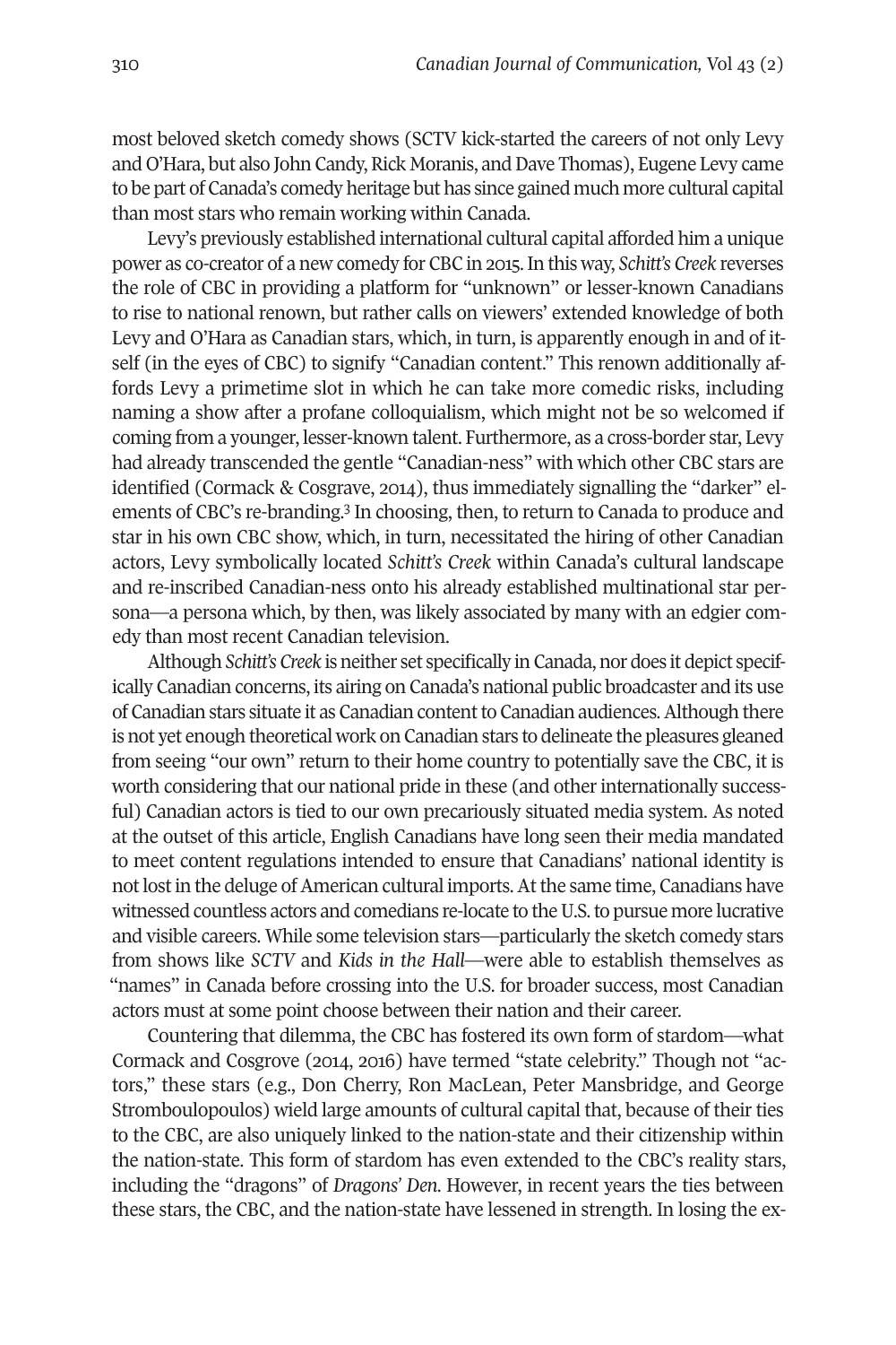most beloved sketch comedy shows (SCTV kick-started the careers of not only Levy and O'Hara, but also John Candy, Rick Moranis, and Dave Thomas), Eugene Levy came to be part of Canada's comedy heritage but has since gained much more cultural capital than most stars who remain working within Canada.

Levy's previously established international cultural capital afforded him a unique power as co-creator of a new comedy for CBC in 2015. In this way, *Schitt's Creek* reverses the role of CBC in providing a platform for "unknown" or lesser-known Canadians to rise to national renown, but rather calls on viewers' extended knowledge of both Levy and O'Hara as Canadian stars, which, in turn, is apparently enough in and of itself (in the eyes of CBC) to signify "Canadian content." This renown additionally affords Levy a primetime slot in which he can take more comedic risks, including naming a show after a profane colloquialism, which might not be so welcomed if coming from a younger, lesser-known talent. Furthermore, as a cross-border star, Levy had already transcended the gentle "Canadian-ness" with which other CBC stars are identified (Cormack & Cosgrave, 2014), thus immediately signalling the "darker" elements of CBC's re-branding.[3] In choosing, then, to return to Canada to produce and star in his own CBC show, which, in turn, necessitated the hiring of other Canadian actors, Levy symbolically located *Schitt's Creek* within Canada's cultural landscape and re-inscribed Canadian-ness onto his already established multinational star persona—a persona which, by then, was likely associated by many with an edgier comedy than most recent Canadian television.

Although *Schitt's Creek* is neither set specifically in Canada, nor does it depict specifically Canadian concerns, its airing on Canada's national public broadcaster and its use of Canadian stars situate it as Canadian content to Canadian audiences. Although there is not yet enough theoretical work on Canadian stars to delineate the pleasures gleaned from seeing "our own" return to their home country to potentially save the CBC, it is worth considering that our national pride in these (and other internationally successful) Canadian actors is tied to our own precariously situated media system. As noted at the outset of this article, English Canadians have long seen their media mandated to meet content regulations intended to ensure that Canadians' national identity is not lost in the deluge of American cultural imports. At the same time, Canadians have witnessed countless actors and comedians re-locate to the U.S. to pursue more lucrative and visible careers. While some television stars—particularly the sketch comedy stars from shows like *SCTV* and *Kids in the Hall*—were able to establish themselves as "names" in Canada before crossing into the U.S. for broader success, most Canadian actors must at some point choose between their nation and their career.

Countering that dilemma, the CBC has fostered its own form of stardom—what Cormack and Cosgrove (2014, 2016) have termed "state celebrity." Though not "actors," these stars (e.g., Don Cherry, Ron MacLean, Peter Mansbridge, and George Stromboulopoulos) wield large amounts of cultural capital that, because of their ties to the CBC, are also uniquely linked to the nation-state and their citizenship within the nation-state. This form of stardom has even extended to the CBC's reality stars, including the "dragons" of *Dragons' Den*. However, in recent years the ties between these stars, the CBC, and the nation-state have lessened in strength. In losing the ex-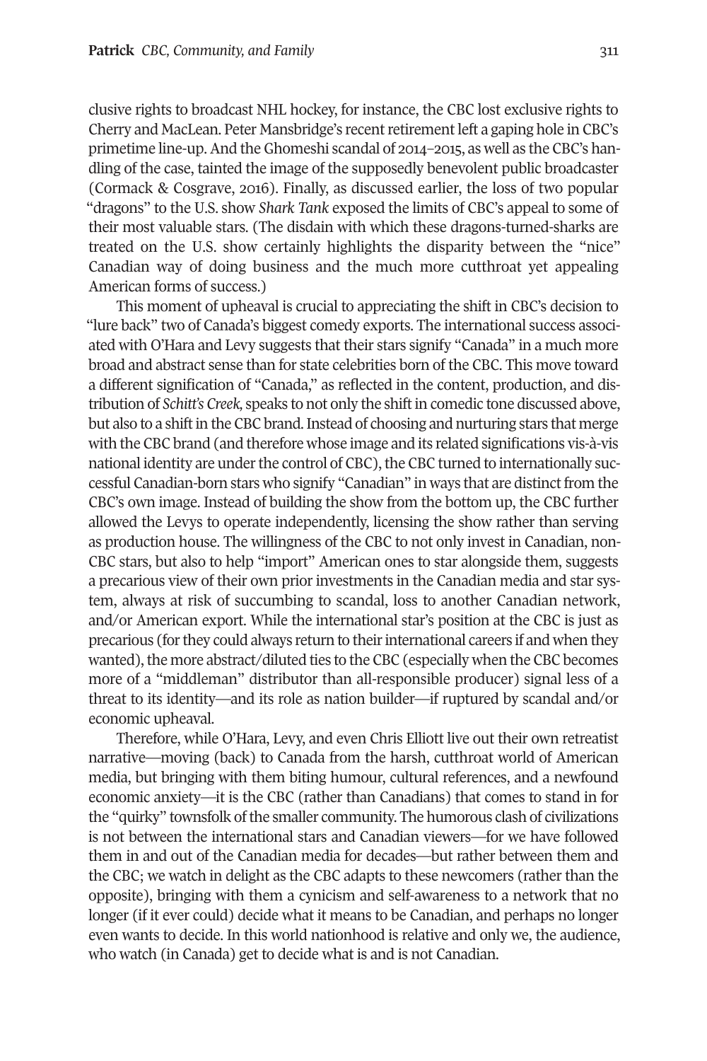clusive rights to broadcast NHL hockey, for instance, the CBC lost exclusive rights to Cherry and MacLean. Peter Mansbridge's recent retirement left a gaping hole in CBC's primetime line-up. And the Ghomeshi scandal of 2014–2015, as well as the CBC's handling of the case, tainted the image of the supposedly benevolent public broadcaster (Cormack & Cosgrave, 2016). Finally, as discussed earlier, the loss of two popular "dragons" to the U.S. show *Shark Tank* exposed the limits of CBC's appeal to some of their most valuable stars. (The disdain with which these dragons-turned-sharks are treated on the U.S. show certainly highlights the disparity between the "nice" Canadian way of doing business and the much more cutthroat yet appealing American forms of success.)

This moment of upheaval is crucial to appreciating the shift in CBC's decision to "lure back" two of Canada's biggest comedy exports. The international success associated with O'Hara and Levy suggests that their stars signify "Canada" in a much more broad and abstract sense than for state celebrities born of the CBC. This move toward a different signification of "Canada," as reflected in the content, production, and distribution of *Schitt's Creek,* speaks to not only the shift in comedic tone discussed above, but also to a shift in the CBC brand. Instead of choosing and nurturing stars that merge with the CBC brand (and therefore whose image and its related significations vis-à-vis national identity are under the control of CBC), the CBC turned to internationally successful Canadian-born stars who signify "Canadian" in ways that are distinct from the CBC's own image. Instead of building the show from the bottom up, the CBC further allowed the Levys to operate independently, licensing the show rather than serving as production house. The willingness of the CBC to not only invest in Canadian, non-CBC stars, but also to help "import" American ones to star alongside them, suggests a precarious view of their own prior investments in the Canadian media and star system, always at risk of succumbing to scandal, loss to another Canadian network, and/or American export. While the international star's position at the CBC is just as precarious (for they could always return to their international careers if and when they wanted), the more abstract/diluted ties to the CBC (especially when the CBC becomes more of a "middleman" distributor than all-responsible producer) signal less of a threat to its identity—and its role as nation builder—if ruptured by scandal and/or economic upheaval.

Therefore, while O'Hara, Levy, and even Chris Elliott live out their own retreatist narrative—moving (back) to Canada from the harsh, cutthroat world of American media, but bringing with them biting humour, cultural references, and a newfound economic anxiety—it is the CBC (rather than Canadians) that comes to stand in for the "quirky" townsfolk of the smaller community. The humorous clash of civilizations is not between the international stars and Canadian viewers—for we have followed them in and out of the Canadian media for decades—but rather between them and the CBC; we watch in delight as the CBC adapts to these newcomers (rather than the opposite), bringing with them a cynicism and self-awareness to a network that no longer (if it ever could) decide what it means to be Canadian, and perhaps no longer even wants to decide. In this world nationhood is relative and only we, the audience, who watch (in Canada) get to decide what is and is not Canadian.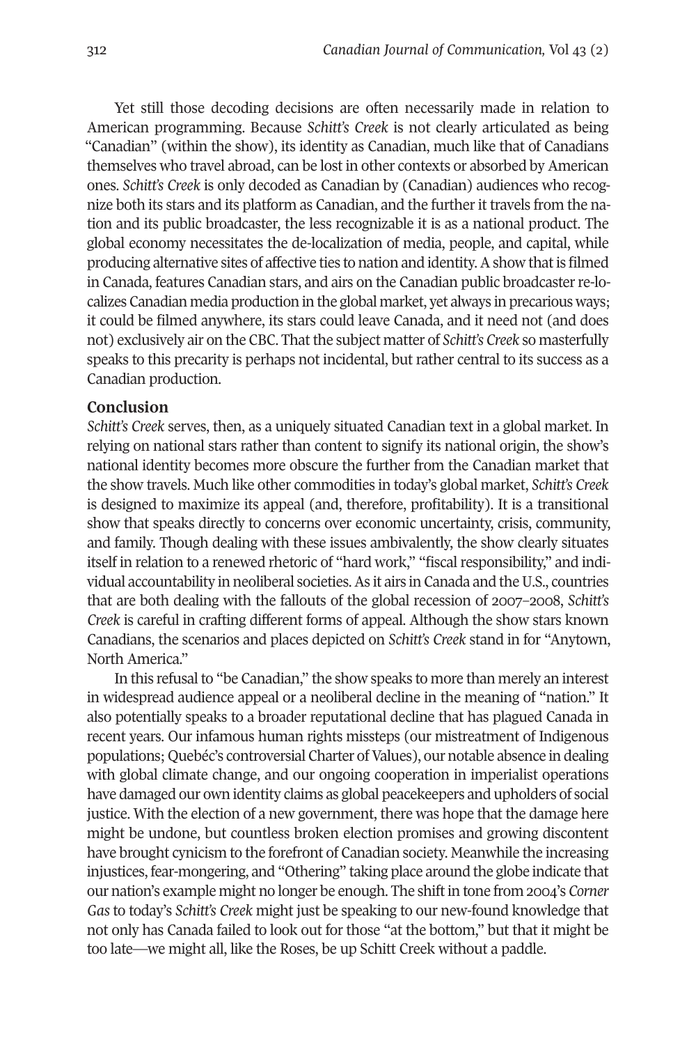Yet still those decoding decisions are often necessarily made in relation to American programming. Because *Schitt's Creek* is not clearly articulated as being "Canadian" (within the show), its identity as Canadian, much like that of Canadians themselves who travel abroad, can be lost in other contexts or absorbed by American ones. *Schitt's Creek* is only decoded as Canadian by (Canadian) audiences who recognize both its stars and its platform as Canadian, and the further it travels from the nation and its public broadcaster, the less recognizable it is as a national product. The global economy necessitates the de-localization of media, people, and capital, while producing alternative sites of affective ties to nation and identity. A show that is filmed in Canada, features Canadian stars, and airs on the Canadian public broadcaster re-localizes Canadian media production in the global market, yet always in precarious ways; it could be filmed anywhere, its stars could leave Canada, and it need not (and does not) exclusively air on the CBC. That the subject matter of *Schitt's Creek* so masterfully speaks to this precarity is perhaps not incidental, but rather central to its success as a Canadian production.

## Conclusion

*Schitt's Creek* serves, then, as a uniquely situated Canadian text in a global market. In relying on national stars rather than content to signify its national origin, the show's national identity becomes more obscure the further from the Canadian market that the show travels. Much like other commodities in today's global market, *Schitt's Creek* is designed to maximize its appeal (and, therefore, profitability). It is a transitional show that speaks directly to concerns over economic uncertainty, crisis, community, and family. Though dealing with these issues ambivalently, the show clearly situates itself in relation to a renewed rhetoric of "hard work," "fiscal responsibility," and individual accountability in neoliberal societies. As it airs in Canada and the U.S., countries that are both dealing with the fallouts of the global recession of 2007–2008, *Schitt's Creek* is careful in crafting different forms of appeal. Although the show stars known Canadians, the scenarios and places depicted on *Schitt's Creek* stand in for "Anytown, North America."

In this refusal to "be Canadian," the show speaks to more than merely an interest in widespread audience appeal or a neoliberal decline in the meaning of "nation." It also potentially speaks to a broader reputational decline that has plagued Canada in recent years. Our infamous human rights missteps (our mistreatment of Indigenous populations; Quebéc's controversial Charter of Values), our notable absence in dealing with global climate change, and our ongoing cooperation in imperialist operations have damaged our own identity claims as global peacekeepers and upholders of social justice. With the election of a new government, there was hope that the damage here might be undone, but countless broken election promises and growing discontent have brought cynicism to the forefront of Canadian society. Meanwhile the increasing injustices, fear-mongering, and "Othering" taking place around the globe indicate that our nation's example might no longer be enough. The shift in tone from 2004's *Corner Gas* to today's *Schitt's Creek* might just be speaking to our new-found knowledge that not only has Canada failed to look out for those "at the bottom," but that it might be too late—we might all, like the Roses, be up Schitt Creek without a paddle.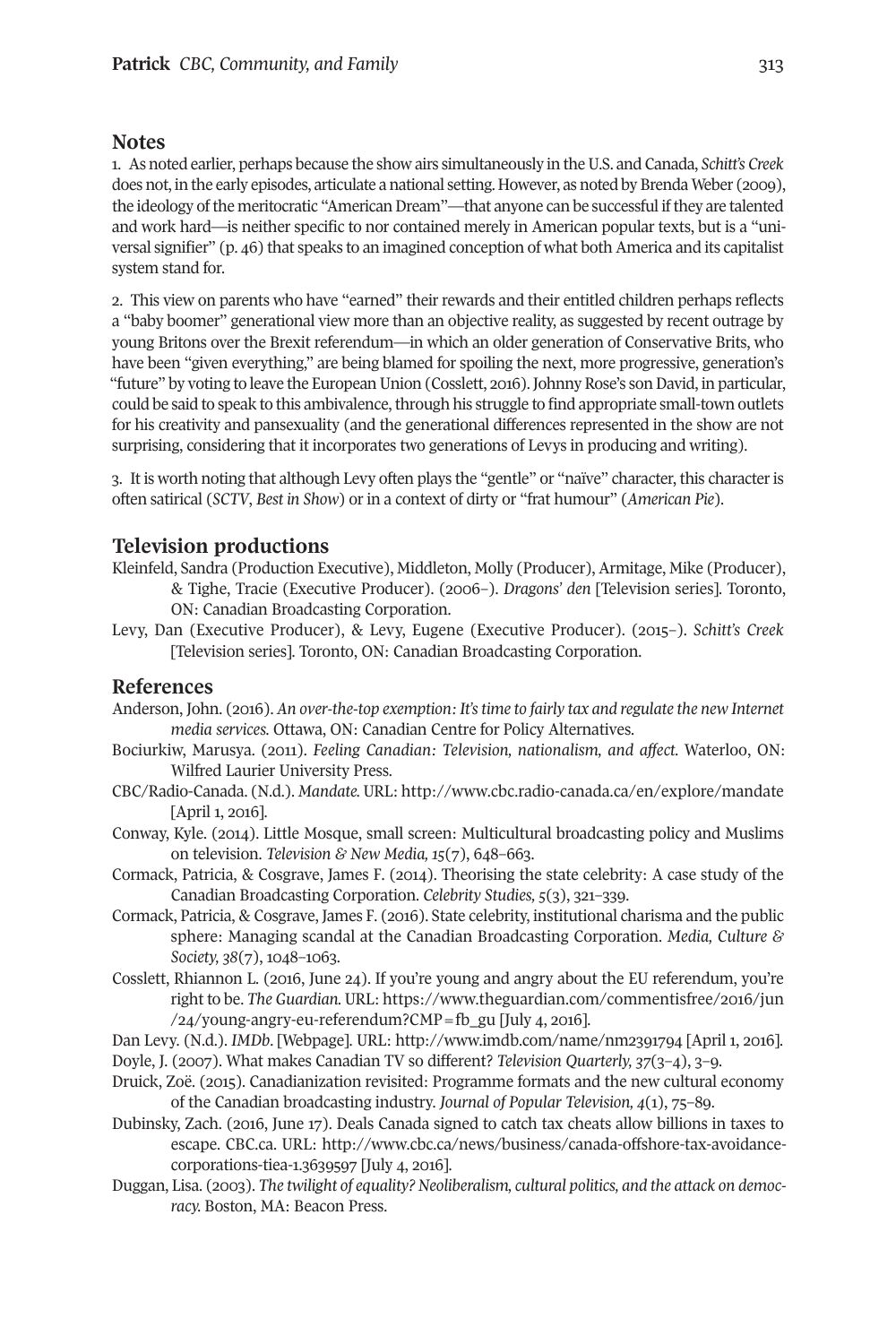## Notes

1. As noted earlier, perhaps because the show airs simultaneously in the U.S. and Canada, *Schitt's Creek* does not, in the early episodes, articulate a national setting. However, as noted by Brenda Weber (2009), the ideology of the meritocratic "American Dream"—that anyone can be successful if they are talented and work hard—is neither specific to nor contained merely in American popular texts, but is a "universal signifier" (p. 46) that speaks to an imagined conception of what both America and its capitalist system stand for.

2. This view on parents who have "earned" their rewards and their entitled children perhaps reflects a "baby boomer" generational view more than an objective reality, as suggested by recent outrage by young Britons over the Brexit referendum—in which an older generation of Conservative Brits, who have been "given everything," are being blamed for spoiling the next, more progressive, generation's "future" by voting to leave the European Union (Cosslett, 2016). Johnny Rose's son David, in particular, could be said to speak to this ambivalence, through his struggle to find appropriate small-town outlets for his creativity and pansexuality (and the generational differences represented in the show are not surprising, considering that it incorporates two generations of Levys in producing and writing).

3. It is worth noting that although Levy often plays the "gentle" or "naïve" character, this character is often satirical (*SCTV*, *Best in Show*) or in a context of dirty or "frat humour" (*American Pie*).

## Television productions

Kleinfeld, Sandra (Production Executive), Middleton, Molly (Producer), Armitage, Mike (Producer), & Tighe, Tracie (Executive Producer). (2006–). *Dragons' den* [Television series]. Toronto, ON: Canadian Broadcasting Corporation.

Levy, Dan (Executive Producer), & Levy, Eugene (Executive Producer). (2015–). *Schitt's Creek* [Television series]. Toronto, ON: Canadian Broadcasting Corporation.

## References

Anderson, John. (2016). *An over-the-top exemption: It's time to fairly tax and regulate the new Internet media services.* Ottawa, ON: Canadian Centre for Policy Alternatives.

Bociurkiw, Marusya. (2011). *Feeling Canadian: Television, nationalism, and affect.* Waterloo, ON: Wilfred Laurier University Press.

CBC/Radio-Canada. (N.d.). *Mandate.* URL: http://www.cbc.radio-canada.ca/en/explore/mandate [April 1, 2016].

Conway, Kyle. (2014). Little Mosque, small screen: Multicultural broadcasting policy and Muslims on television. *Television & New Media, 15*(7), 648–663.

Cormack, Patricia, & Cosgrave, James F. (2014). Theorising the state celebrity: A case study of the Canadian Broadcasting Corporation. *Celebrity Studies, 5*(3), 321–339.

Cormack, Patricia, & Cosgrave, James F. (2016). State celebrity, institutional charisma and the public sphere: Managing scandal at the Canadian Broadcasting Corporation. *Media, Culture & Society, 38*(7), 1048–1063.

Cosslett, Rhiannon L. (2016, June 24). If you're young and angry about the EU referendum, you're right to be. *The Guardian.* URL: https://www.theguardian.com/commentisfree/2016/jun/24/young-angry-eu-referendum?CMP=fb_gu [July 4, 2016].

Dan Levy. (N.d.). *IMDb*. [Webpage]. URL: http://www.imdb.com/name/nm2391794 [April 1, 2016].

Doyle, J. (2007). What makes Canadian TV so different? *Television Quarterly, 37*(3–4), 3–9.

Druick, Zoë. (2015). Canadianization revisited: Programme formats and the new cultural economy of the Canadian broadcasting industry. *Journal of Popular Television, 4*(1), 75–89.

Dubinsky, Zach. (2016, June 17). Deals Canada signed to catch tax cheats allow billions in taxes to escape. CBC.ca. URL: http://www.cbc.ca/news/business/canada-offshore-tax-avoidance-corporations-tiea-1.3639597 [July 4, 2016].

Duggan, Lisa. (2003). *The twilight of equality? Neoliberalism, cultural politics, and the attack on democracy.* Boston, MA: Beacon Press.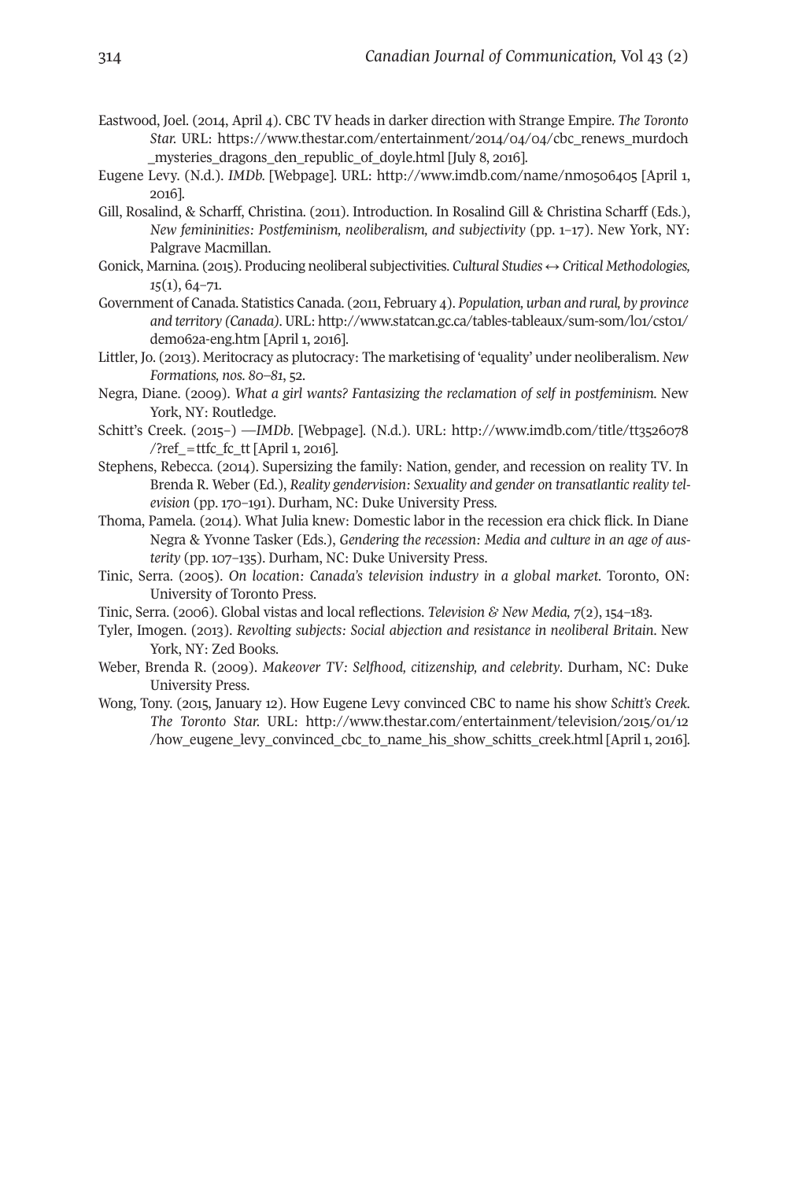Eastwood, Joel. (2014, April 4). CBC TV heads in darker direction with Strange Empire. *The Toronto Star.* URL: https://www.thestar.com/entertainment/2014/04/04/cbc_renews_murdoch_mysteries_dragons_den_republic_of_doyle.html [July 8, 2016].

Eugene Levy. (N.d.). *IMDb.* [Webpage]. URL: http://www.imdb.com/name/nm0506405 [April 1, 2016].

Gill, Rosalind, & Scharff, Christina. (2011). Introduction. In Rosalind Gill & Christina Scharff (Eds.), *New femininities: Postfeminism, neoliberalism, and subjectivity* (pp. 1–17). New York, NY: Palgrave Macmillan.

Gonick, Marnina. (2015). Producing neoliberal subjectivities. *Cultural Studies ↔ Critical Methodologies, 15*(1), 64–71.

Government of Canada. Statistics Canada. (2011, February 4). *Population, urban and rural, by province and territory (Canada)*. URL: http://www.statcan.gc.ca/tables-tableaux/sum-som/l01/cst01/demo62a-eng.htm [April 1, 2016].

Littler, Jo. (2013). Meritocracy as plutocracy: The marketising of 'equality' under neoliberalism. *New Formations, nos. 80–81*, 52.

Negra, Diane. (2009). *What a girl wants? Fantasizing the reclamation of self in postfeminism.* New York, NY: Routledge.

Schitt's Creek. (2015–) —*IMDb*. [Webpage]. (N.d.). URL: http://www.imdb.com/title/tt3526078/?ref_=ttfc_fc_tt [April 1, 2016].

Stephens, Rebecca. (2014). Supersizing the family: Nation, gender, and recession on reality TV. In Brenda R. Weber (Ed.), *Reality gendervision: Sexuality and gender on transatlantic reality television* (pp. 170–191). Durham, NC: Duke University Press.

Thoma, Pamela. (2014). What Julia knew: Domestic labor in the recession era chick flick. In Diane Negra & Yvonne Tasker (Eds.), *Gendering the recession: Media and culture in an age of austerity* (pp. 107–135). Durham, NC: Duke University Press.

Tinic, Serra. (2005). *On location: Canada's television industry in a global market.* Toronto, ON: University of Toronto Press.

Tinic, Serra. (2006). Global vistas and local reflections. *Television & New Media, 7*(2), 154–183.

Tyler, Imogen. (2013). *Revolting subjects: Social abjection and resistance in neoliberal Britain.* New York, NY: Zed Books.

Weber, Brenda R. (2009). *Makeover TV: Selfhood, citizenship, and celebrity*. Durham, NC: Duke University Press.

Wong, Tony. (2015, January 12). How Eugene Levy convinced CBC to name his show *Schitt's Creek. The Toronto Star.* URL: http://www.thestar.com/entertainment/television/2015/01/12/how_eugene_levy_convinced_cbc_to_name_his_show_schitts_creek.html [April 1, 2016].